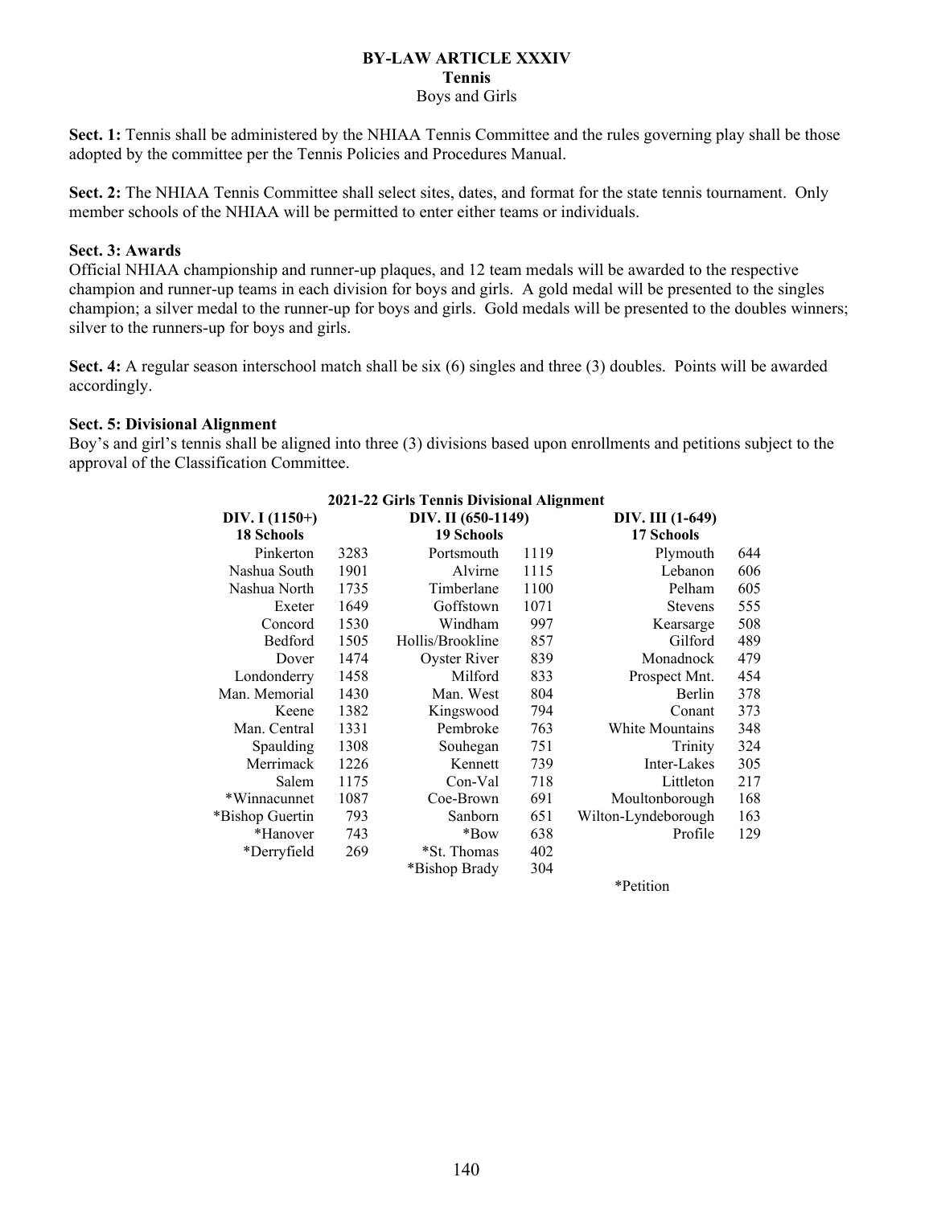# BY-LAW ARTICLE XXXIV
## Tennis
### Boys and Girls

**Sect. 1:** Tennis shall be administered by the NHIAA Tennis Committee and the rules governing play shall be those adopted by the committee per the Tennis Policies and Procedures Manual.

**Sect. 2:** The NHIAA Tennis Committee shall select sites, dates, and format for the state tennis tournament. Only member schools of the NHIAA will be permitted to enter either teams or individuals.

**Sect. 3: Awards**
Official NHIAA championship and runner-up plaques, and 12 team medals will be awarded to the respective champion and runner-up teams in each division for boys and girls. A gold medal will be presented to the singles champion; a silver medal to the runner-up for boys and girls. Gold medals will be presented to the doubles winners; silver to the runners-up for boys and girls.

**Sect. 4:** A regular season interschool match shall be six (6) singles and three (3) doubles. Points will be awarded accordingly.

**Sect. 5: Divisional Alignment**
Boy's and girl's tennis shall be aligned into three (3) divisions based upon enrollments and petitions subject to the approval of the Classification Committee.

**2021-22 Girls Tennis Divisional Alignment**

| DIV. I (1150+) 18 Schools | | DIV. II (650-1149) 19 Schools | | DIV. III (1-649) 17 Schools | |
|---|---|---|---|---|---|
| Pinkerton | 3283 | Portsmouth | 1119 | Plymouth | 644 |
| Nashua South | 1901 | Alvirne | 1115 | Lebanon | 606 |
| Nashua North | 1735 | Timberlane | 1100 | Pelham | 605 |
| Exeter | 1649 | Goffstown | 1071 | Stevens | 555 |
| Concord | 1530 | Windham | 997 | Kearsarge | 508 |
| Bedford | 1505 | Hollis/Brookline | 857 | Gilford | 489 |
| Dover | 1474 | Oyster River | 839 | Monadnock | 479 |
| Londonderry | 1458 | Milford | 833 | Prospect Mnt. | 454 |
| Man. Memorial | 1430 | Man. West | 804 | Berlin | 378 |
| Keene | 1382 | Kingswood | 794 | Conant | 373 |
| Man. Central | 1331 | Pembroke | 763 | White Mountains | 348 |
| Spaulding | 1308 | Souhegan | 751 | Trinity | 324 |
| Merrimack | 1226 | Kennett | 739 | Inter-Lakes | 305 |
| Salem | 1175 | Con-Val | 718 | Littleton | 217 |
| *Winnacunnet | 1087 | Coe-Brown | 691 | Moultonborough | 168 |
| *Bishop Guertin | 793 | Sanborn | 651 | Wilton-Lyndeborough | 163 |
| *Hanover | 743 | *Bow | 638 | Profile | 129 |
| *Derryfield | 269 | *St. Thomas | 402 | | |
| | | *Bishop Brady | 304 | | |

*Petition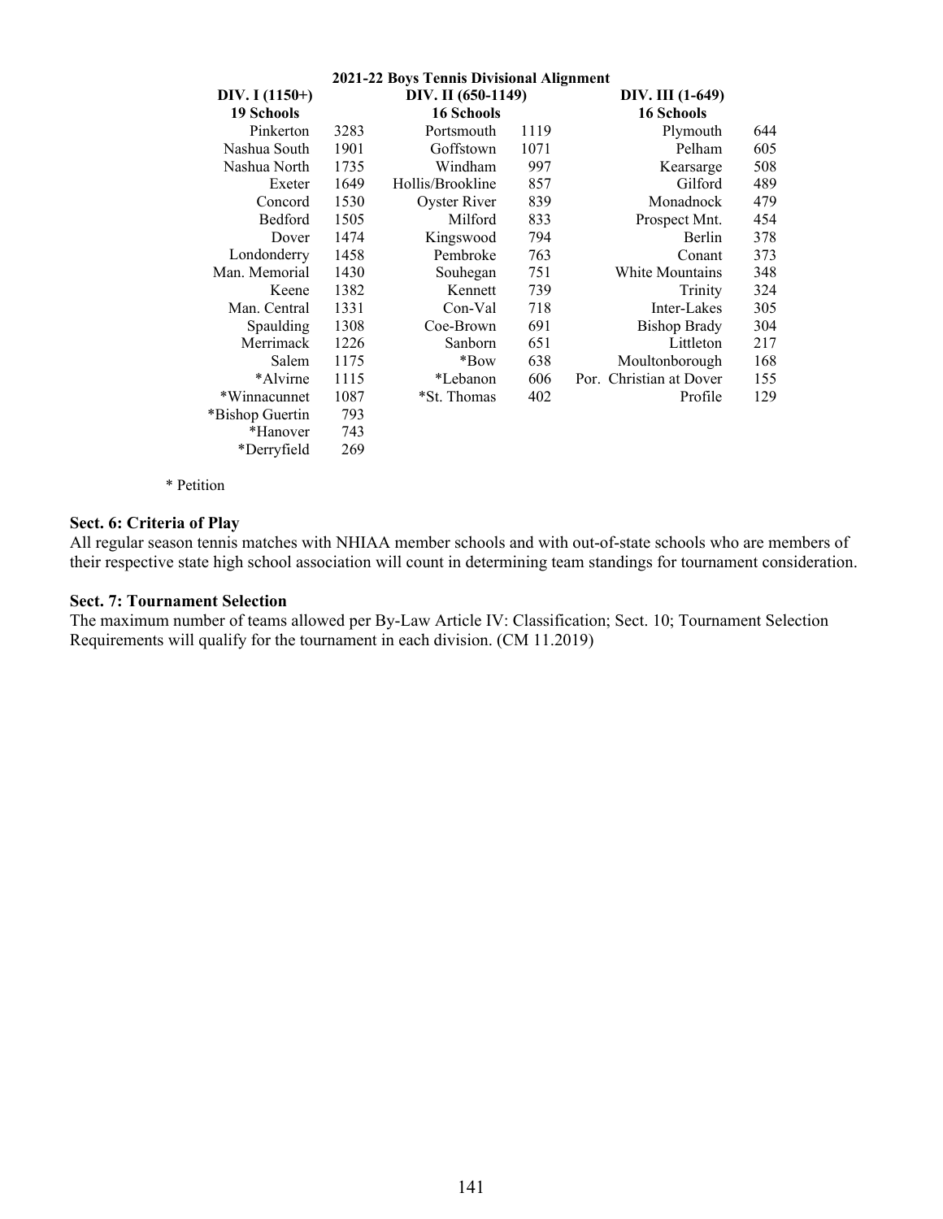**2021-22 Boys Tennis Divisional Alignment**

| DIV. I (1150+) | | DIV. II (650-1149) | | DIV. III (1-649) | |
|---|---|---|---|---|---|
| **19 Schools** | | **16 Schools** | | **16 Schools** | |
| Pinkerton | 3283 | Portsmouth | 1119 | Plymouth | 644 |
| Nashua South | 1901 | Goffstown | 1071 | Pelham | 605 |
| Nashua North | 1735 | Windham | 997 | Kearsarge | 508 |
| Exeter | 1649 | Hollis/Brookline | 857 | Gilford | 489 |
| Concord | 1530 | Oyster River | 839 | Monadnock | 479 |
| Bedford | 1505 | Milford | 833 | Prospect Mnt. | 454 |
| Dover | 1474 | Kingswood | 794 | Berlin | 378 |
| Londonderry | 1458 | Pembroke | 763 | Conant | 373 |
| Man. Memorial | 1430 | Souhegan | 751 | White Mountains | 348 |
| Keene | 1382 | Kennett | 739 | Trinity | 324 |
| Man. Central | 1331 | Con-Val | 718 | Inter-Lakes | 305 |
| Spaulding | 1308 | Coe-Brown | 691 | Bishop Brady | 304 |
| Merrimack | 1226 | Sanborn | 651 | Littleton | 217 |
| Salem | 1175 | *Bow | 638 | Moultonborough | 168 |
| *Alvirne | 1115 | *Lebanon | 606 | Por. Christian at Dover | 155 |
| *Winnacunnet | 1087 | *St. Thomas | 402 | Profile | 129 |
| *Bishop Guertin | 793 | | | | |
| *Hanover | 743 | | | | |
| *Derryfield | 269 | | | | |

\* Petition

**Sect. 6: Criteria of Play**

All regular season tennis matches with NHIAA member schools and with out-of-state schools who are members of their respective state high school association will count in determining team standings for tournament consideration.

**Sect. 7: Tournament Selection**

The maximum number of teams allowed per By-Law Article IV: Classification; Sect. 10; Tournament Selection Requirements will qualify for the tournament in each division. (CM 11.2019)